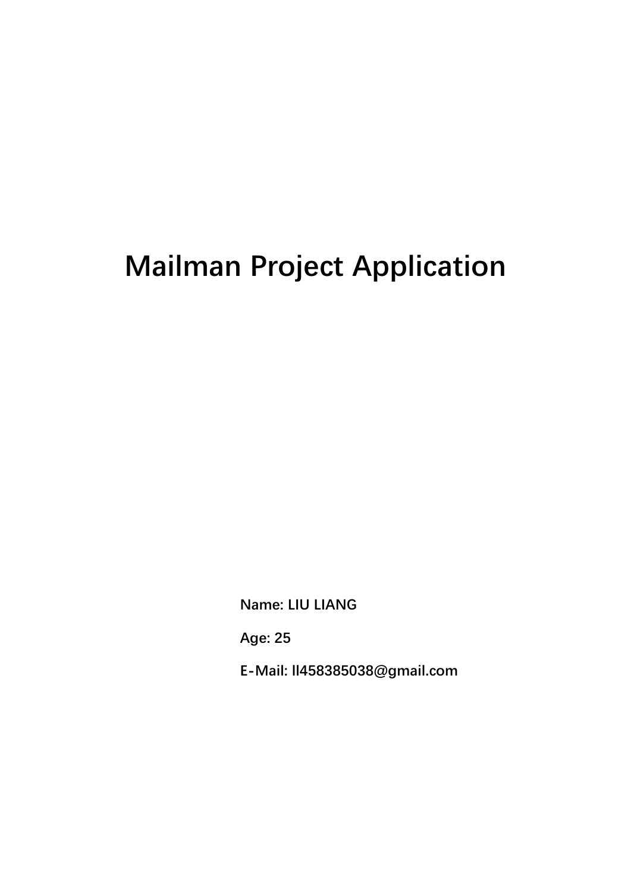# Mailman Project Application

**Name: LIU LIANG**

**Age: 25**

**E-Mail: ll458385038@gmail.com**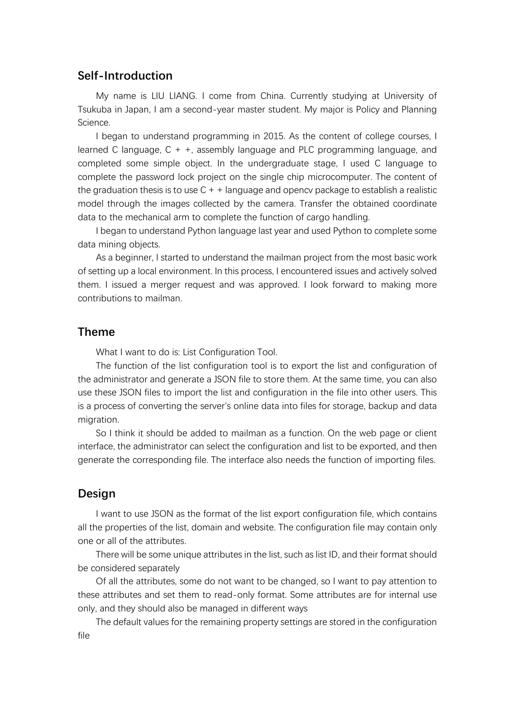## Self-Introduction

My name is LIU LIANG. I come from China. Currently studying at University of Tsukuba in Japan, I am a second-year master student. My major is Policy and Planning Science.

I began to understand programming in 2015. As the content of college courses, I learned C language, C + +, assembly language and PLC programming language, and completed some simple object. In the undergraduate stage, I used C language to complete the password lock project on the single chip microcomputer. The content of the graduation thesis is to use C + + language and opencv package to establish a realistic model through the images collected by the camera. Transfer the obtained coordinate data to the mechanical arm to complete the function of cargo handling.

I began to understand Python language last year and used Python to complete some data mining objects.

As a beginner, I started to understand the mailman project from the most basic work of setting up a local environment. In this process, I encountered issues and actively solved them. I issued a merger request and was approved. I look forward to making more contributions to mailman.

## Theme

What I want to do is: List Configuration Tool.

The function of the list configuration tool is to export the list and configuration of the administrator and generate a JSON file to store them. At the same time, you can also use these JSON files to import the list and configuration in the file into other users. This is a process of converting the server's online data into files for storage, backup and data migration.

So I think it should be added to mailman as a function. On the web page or client interface, the administrator can select the configuration and list to be exported, and then generate the corresponding file. The interface also needs the function of importing files.

## Design

I want to use JSON as the format of the list export configuration file, which contains all the properties of the list, domain and website. The configuration file may contain only one or all of the attributes.

There will be some unique attributes in the list, such as list ID, and their format should be considered separately

Of all the attributes, some do not want to be changed, so I want to pay attention to these attributes and set them to read-only format. Some attributes are for internal use only, and they should also be managed in different ways

The default values for the remaining property settings are stored in the configuration file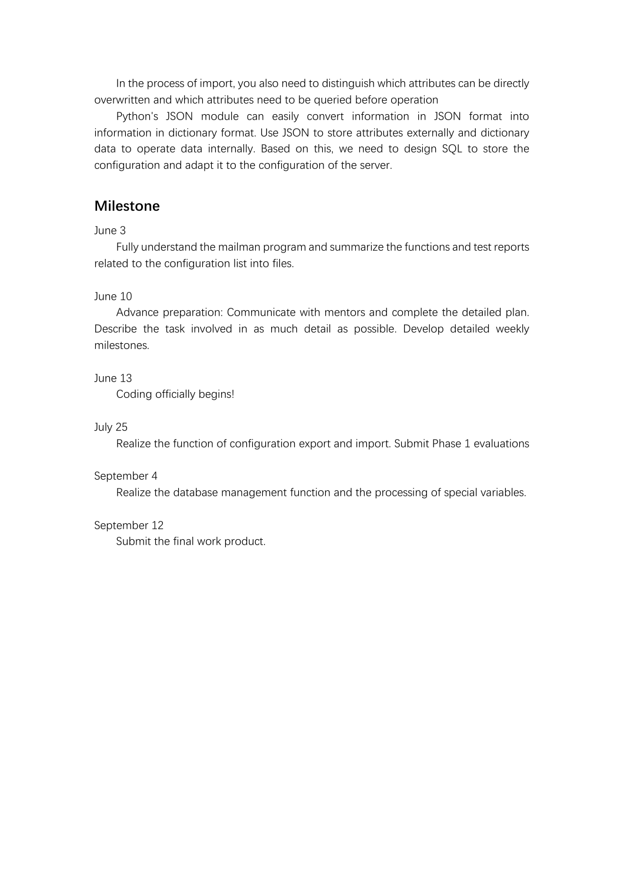In the process of import, you also need to distinguish which attributes can be directly overwritten and which attributes need to be queried before operation

Python's JSON module can easily convert information in JSON format into information in dictionary format. Use JSON to store attributes externally and dictionary data to operate data internally. Based on this, we need to design SQL to store the configuration and adapt it to the configuration of the server.

## Milestone

June 3

Fully understand the mailman program and summarize the functions and test reports related to the configuration list into files.

June 10

Advance preparation: Communicate with mentors and complete the detailed plan. Describe the task involved in as much detail as possible. Develop detailed weekly milestones.

June 13

Coding officially begins!

July 25

Realize the function of configuration export and import. Submit Phase 1 evaluations

September 4

Realize the database management function and the processing of special variables.

September 12

Submit the final work product.